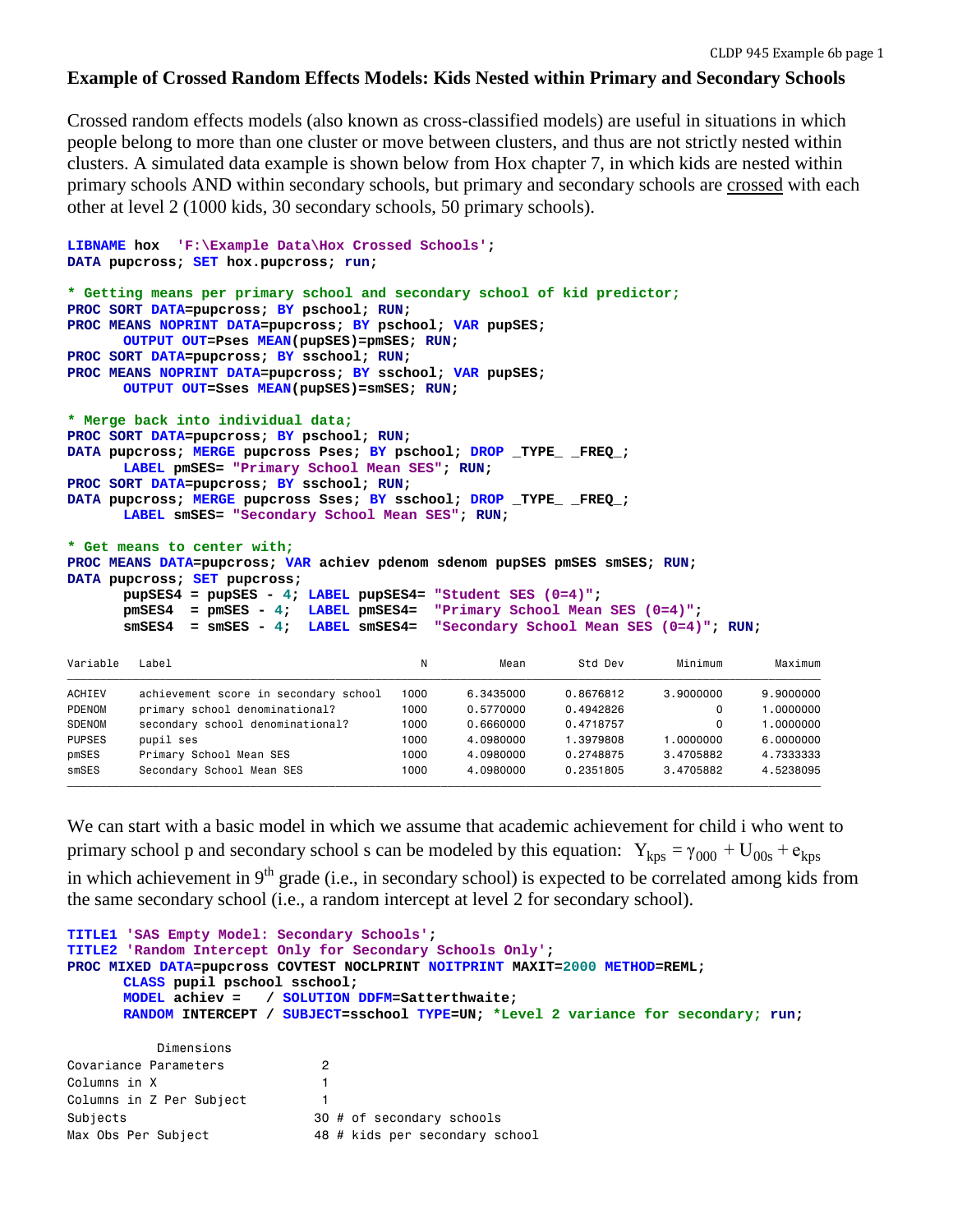# Example of Crossed Random Effects Models: Kids Nested within Primary and Secondary Schools

Crossed random effects models (also known as cross-classified models) are useful in situations in which people belong to more than one cluster or move between clusters, and thus are not strictly nested within clusters. A simulated data example is shown below from Hox chapter 7, in which kids are nested within primary schools AND within secondary schools, but primary and secondary schools are crossed with each other at level 2 (1000 kids, 30 secondary schools, 50 primary schools).

```
LIBNAME hox  'F:\Example Data\Hox Crossed Schools';
DATA pupcross; SET hox.pupcross; run;

* Getting means per primary school and secondary school of kid predictor;
PROC SORT DATA=pupcross; BY pschool; RUN;
PROC MEANS NOPRINT DATA=pupcross; BY pschool; VAR pupSES;
      OUTPUT OUT=Pses MEAN(pupSES)=pmSES; RUN;
PROC SORT DATA=pupcross; BY sschool; RUN;
PROC MEANS NOPRINT DATA=pupcross; BY sschool; VAR pupSES;
      OUTPUT OUT=Sses MEAN(pupSES)=smSES; RUN;

* Merge back into individual data;
PROC SORT DATA=pupcross; BY pschool; RUN;
DATA pupcross; MERGE pupcross Pses; BY pschool; DROP _TYPE_ _FREQ_;
      LABEL pmSES= "Primary School Mean SES"; RUN;
PROC SORT DATA=pupcross; BY sschool; RUN;
DATA pupcross; MERGE pupcross Sses; BY sschool; DROP _TYPE_ _FREQ_;
      LABEL smSES= "Secondary School Mean SES"; RUN;

* Get means to center with;
PROC MEANS DATA=pupcross; VAR achiev pdenom sdenom pupSES pmSES smSES; RUN;
DATA pupcross; SET pupcross;
      pupSES4 = pupSES - 4; LABEL pupSES4= "Student SES (0=4)";
      pmSES4  = pmSES - 4;  LABEL pmSES4=  "Primary School Mean SES (0=4)";
      smSES4  = smSES - 4;  LABEL smSES4=  "Secondary School Mean SES (0=4)"; RUN;
```

| Variable | Label | N | Mean | Std Dev | Minimum | Maximum |
|---|---|---|---|---|---|---|
| ACHIEV | achievement score in secondary school | 1000 | 6.3435000 | 0.8676812 | 3.9000000 | 9.9000000 |
| PDENOM | primary school denominational? | 1000 | 0.5770000 | 0.4942826 | 0 | 1.0000000 |
| SDENOM | secondary school denominational? | 1000 | 0.6660000 | 0.4718757 | 0 | 1.0000000 |
| PUPSES | pupil ses | 1000 | 4.0980000 | 1.3979808 | 1.0000000 | 6.0000000 |
| pmSES | Primary School Mean SES | 1000 | 4.0980000 | 0.2748875 | 3.4705882 | 4.7333333 |
| smSES | Secondary School Mean SES | 1000 | 4.0980000 | 0.2351805 | 3.4705882 | 4.5238095 |

We can start with a basic model in which we assume that academic achievement for child i who went to primary school p and secondary school s can be modeled by this equation: $Y_{kps} = \gamma_{000} + U_{00s} + e_{kps}$ in which achievement in 9th grade (i.e., in secondary school) is expected to be correlated among kids from the same secondary school (i.e., a random intercept at level 2 for secondary school).

```
TITLE1 'SAS Empty Model: Secondary Schools';
TITLE2 'Random Intercept Only for Secondary Schools Only';
PROC MIXED DATA=pupcross COVTEST NOCLPRINT NOITPRINT MAXIT=2000 METHOD=REML;
      CLASS pupil pschool sschool;
      MODEL achiev =   / SOLUTION DDFM=Satterthwaite;
      RANDOM INTERCEPT / SUBJECT=sschool TYPE=UN; *Level 2 variance for secondary; run;
```

```
          Dimensions
Covariance Parameters          2
Columns in X                   1
Columns in Z Per Subject       1
Subjects                      30 # of secondary schools
Max Obs Per Subject           48 # kids per secondary school
```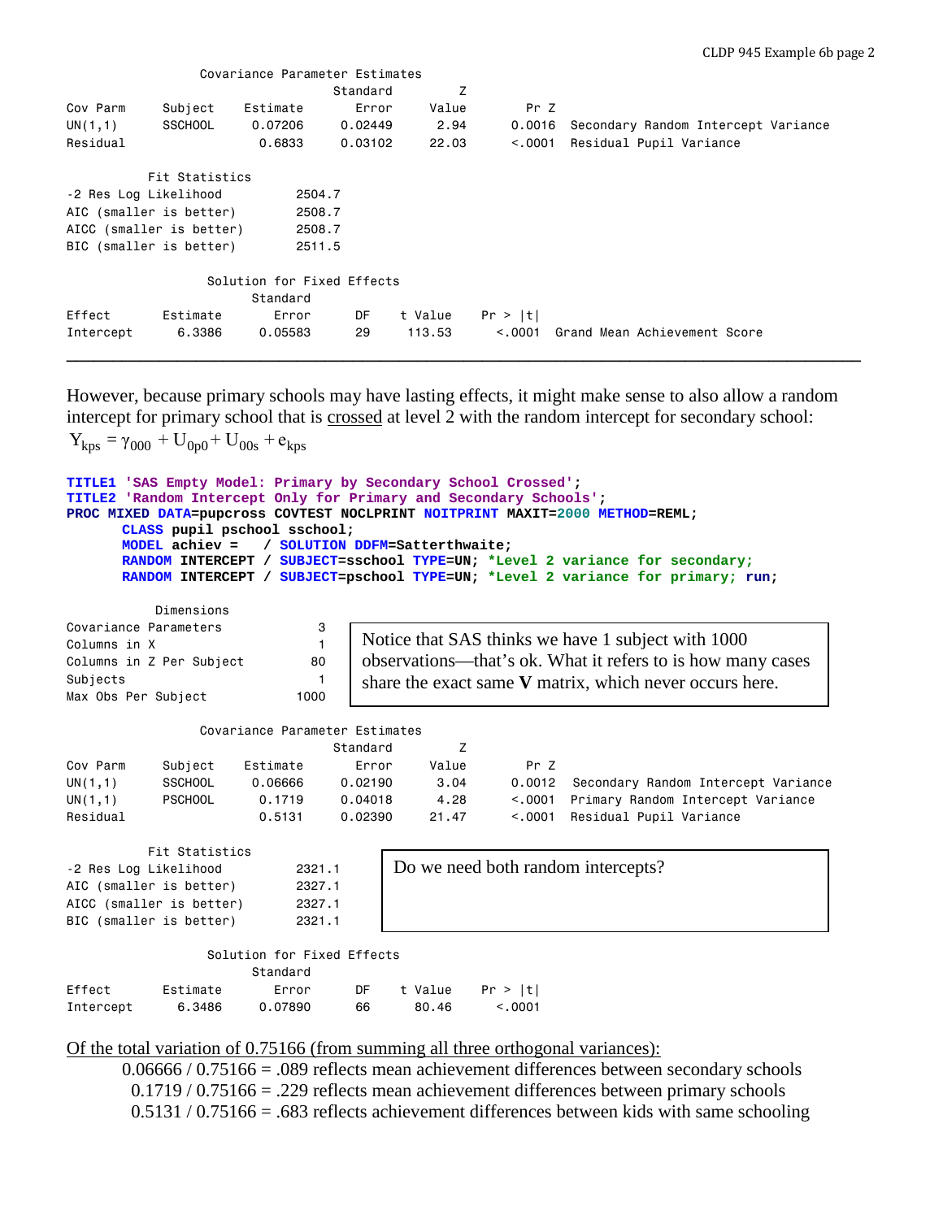Covariance Parameter Estimates

| Cov Parm | Subject | Estimate | Standard Error | Z Value | Pr Z | |
|---|---|---|---|---|---|---|
| UN(1,1) | SSCHOOL | 0.07206 | 0.02449 | 2.94 | 0.0016 | Secondary Random Intercept Variance |
| Residual | | 0.6833 | 0.03102 | 22.03 | <.0001 | Residual Pupil Variance |

Fit Statistics

| | |
|---|---|
| -2 Res Log Likelihood | 2504.7 |
| AIC (smaller is better) | 2508.7 |
| AICC (smaller is better) | 2508.7 |
| BIC (smaller is better) | 2511.5 |

Solution for Fixed Effects

| Effect | Estimate | Standard Error | DF | t Value | Pr > \|t\| | |
|---|---|---|---|---|---|---|
| Intercept | 6.3386 | 0.05583 | 29 | 113.53 | <.0001 | Grand Mean Achievement Score |

---

However, because primary schools may have lasting effects, it might make sense to also allow a random intercept for primary school that is crossed at level 2 with the random intercept for secondary school:

$$Y_{kps} = \gamma_{000} + U_{0p0} + U_{00s} + e_{kps}$$

```
TITLE1 'SAS Empty Model: Primary by Secondary School Crossed';
TITLE2 'Random Intercept Only for Primary and Secondary Schools';
PROC MIXED DATA=pupcross COVTEST NOCLPRINT NOITPRINT MAXIT=2000 METHOD=REML;
      CLASS pupil pschool sschool;
      MODEL achiev =    / SOLUTION DDFM=Satterthwaite;
      RANDOM INTERCEPT / SUBJECT=sschool TYPE=UN; *Level 2 variance for secondary;
      RANDOM INTERCEPT / SUBJECT=pschool TYPE=UN; *Level 2 variance for primary; run;
```

Dimensions

| | |
|---|---|
| Covariance Parameters | 3 |
| Columns in X | 1 |
| Columns in Z Per Subject | 80 |
| Subjects | 1 |
| Max Obs Per Subject | 1000 |

Notice that SAS thinks we have 1 subject with 1000 observations—that's ok. What it refers to is how many cases share the exact same **V** matrix, which never occurs here.

Covariance Parameter Estimates

| Cov Parm | Subject | Estimate | Standard Error | Z Value | Pr Z | |
|---|---|---|---|---|---|---|
| UN(1,1) | SSCHOOL | 0.06666 | 0.02190 | 3.04 | 0.0012 | Secondary Random Intercept Variance |
| UN(1,1) | PSCHOOL | 0.1719 | 0.04018 | 4.28 | <.0001 | Primary Random Intercept Variance |
| Residual | | 0.5131 | 0.02390 | 21.47 | <.0001 | Residual Pupil Variance |

Fit Statistics

| | |
|---|---|
| -2 Res Log Likelihood | 2321.1 |
| AIC (smaller is better) | 2327.1 |
| AICC (smaller is better) | 2327.1 |
| BIC (smaller is better) | 2321.1 |

Do we need both random intercepts?

Solution for Fixed Effects

| Effect | Estimate | Standard Error | DF | t Value | Pr > \|t\| |
|---|---|---|---|---|---|
| Intercept | 6.3486 | 0.07890 | 66 | 80.46 | <.0001 |

Of the total variation of 0.75166 (from summing all three orthogonal variances):

- 0.06666 / 0.75166 = .089 reflects mean achievement differences between secondary schools
- 0.1719 / 0.75166 = .229 reflects mean achievement differences between primary schools
- 0.5131 / 0.75166 = .683 reflects achievement differences between kids with same schooling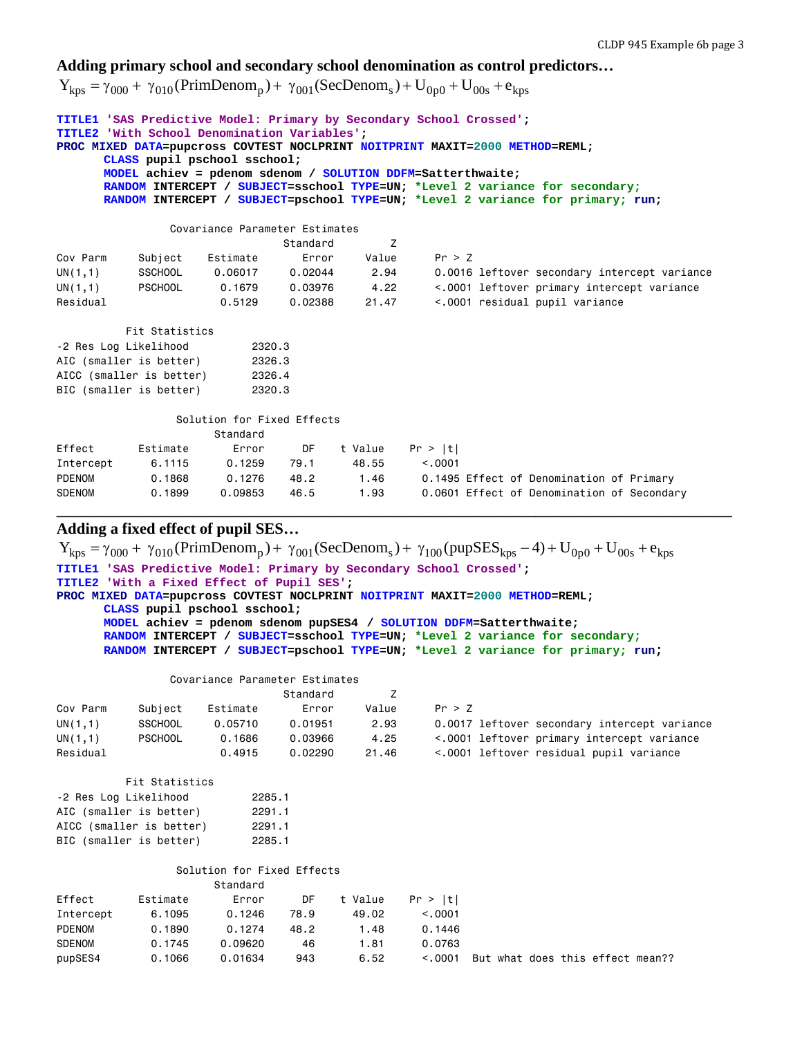### Adding primary school and secondary school denomination as control predictors…

$$Y_{kps} = \gamma_{000} + \gamma_{010}(\text{PrimDenom}_p) + \gamma_{001}(\text{SecDenom}_s) + U_{0p0} + U_{00s} + e_{kps}$$

```
TITLE1 'SAS Predictive Model: Primary by Secondary School Crossed';
TITLE2 'With School Denomination Variables';
PROC MIXED DATA=pupcross COVTEST NOCLPRINT NOITPRINT MAXIT=2000 METHOD=REML;
      CLASS pupil pschool sschool;
      MODEL achiev = pdenom sdenom / SOLUTION DDFM=Satterthwaite;
      RANDOM INTERCEPT / SUBJECT=sschool TYPE=UN; *Level 2 variance for secondary;
      RANDOM INTERCEPT / SUBJECT=pschool TYPE=UN; *Level 2 variance for primary; run;
```

```
                Covariance Parameter Estimates
                                  Standard         Z
Cov Parm     Subject    Estimate     Error     Value      Pr > Z
UN(1,1)      SSCHOOL     0.06017   0.02044      2.94      0.0016 leftover secondary intercept variance
UN(1,1)      PSCHOOL      0.1679   0.03976      4.22      <.0001 leftover primary intercept variance
Residual                  0.5129   0.02388     21.47      <.0001 residual pupil variance

          Fit Statistics
-2 Res Log Likelihood         2320.3
AIC (smaller is better)       2326.3
AICC (smaller is better)      2326.4
BIC (smaller is better)       2320.3

                 Solution for Fixed Effects
                            Standard
Effect        Estimate       Error      DF    t Value    Pr > |t|
Intercept       6.1115      0.1259    79.1      48.55      <.0001
PDENOM          0.1868      0.1276    48.2       1.46      0.1495 Effect of Denomination of Primary
SDENOM          0.1899     0.09853    46.5       1.93      0.0601 Effect of Denomination of Secondary
```

---

### Adding a fixed effect of pupil SES…

$$Y_{kps} = \gamma_{000} + \gamma_{010}(\text{PrimDenom}_p) + \gamma_{001}(\text{SecDenom}_s) + \gamma_{100}(\text{pupSES}_{kps} - 4) + U_{0p0} + U_{00s} + e_{kps}$$

```
TITLE1 'SAS Predictive Model: Primary by Secondary School Crossed';
TITLE2 'With a Fixed Effect of Pupil SES';
PROC MIXED DATA=pupcross COVTEST NOCLPRINT NOITPRINT MAXIT=2000 METHOD=REML;
      CLASS pupil pschool sschool;
      MODEL achiev = pdenom sdenom pupSES4 / SOLUTION DDFM=Satterthwaite;
      RANDOM INTERCEPT / SUBJECT=sschool TYPE=UN; *Level 2 variance for secondary;
      RANDOM INTERCEPT / SUBJECT=pschool TYPE=UN; *Level 2 variance for primary; run;
```

```
                Covariance Parameter Estimates
                                  Standard         Z
Cov Parm     Subject    Estimate     Error     Value      Pr > Z
UN(1,1)      SSCHOOL     0.05710   0.01951      2.93      0.0017 leftover secondary intercept variance
UN(1,1)      PSCHOOL      0.1686   0.03966      4.25      <.0001 leftover primary intercept variance
Residual                  0.4915   0.02290     21.46      <.0001 leftover residual pupil variance

          Fit Statistics
-2 Res Log Likelihood         2285.1
AIC (smaller is better)       2291.1
AICC (smaller is better)      2291.1
BIC (smaller is better)       2285.1

                 Solution for Fixed Effects
                            Standard
Effect        Estimate       Error      DF    t Value    Pr > |t|
Intercept       6.1095      0.1246    78.9      49.02      <.0001
PDENOM          0.1890      0.1274    48.2       1.48      0.1446
SDENOM          0.1745     0.09620      46       1.81      0.0763
pupSES4         0.1066     0.01634     943       6.52      <.0001  But what does this effect mean??
```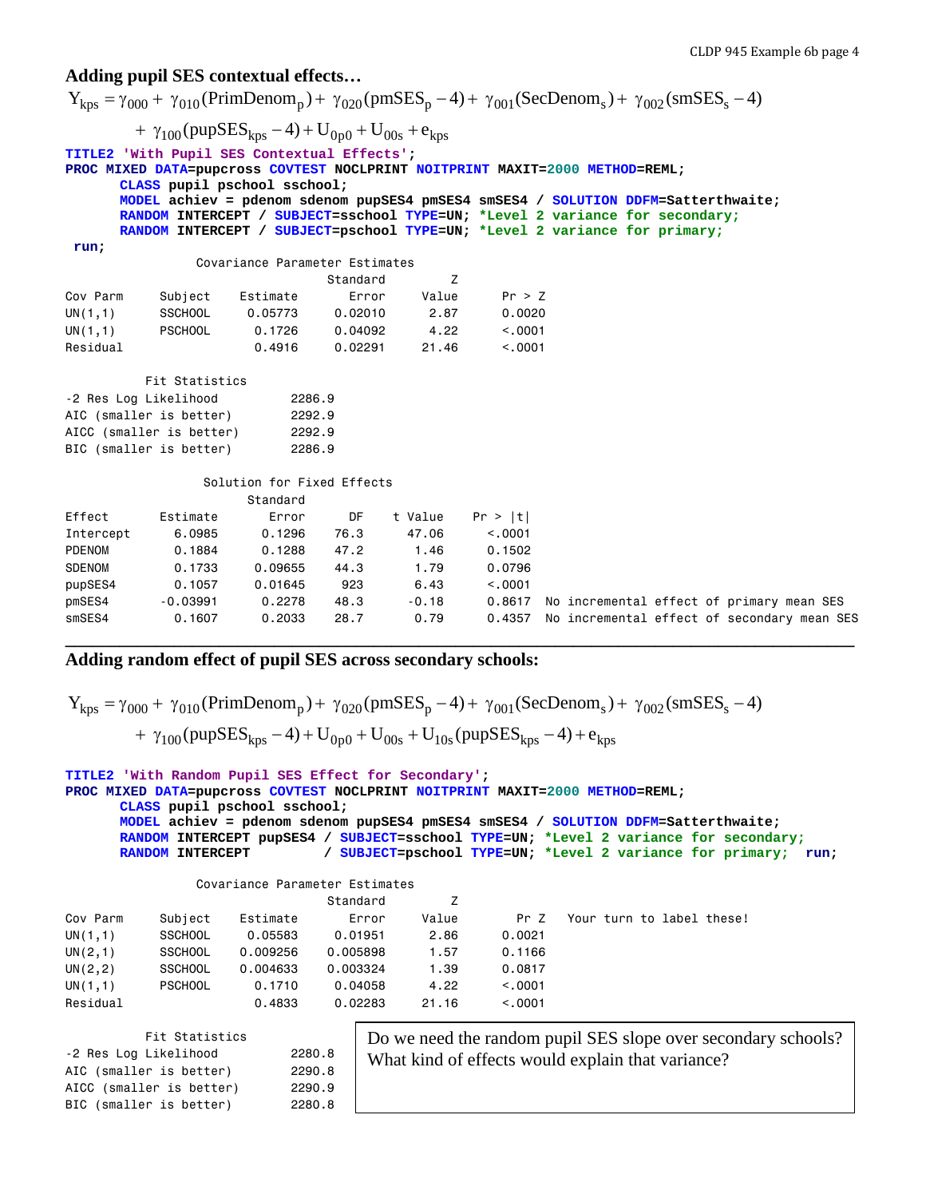## Adding pupil SES contextual effects…

$$Y_{kps} = \gamma_{000} + \gamma_{010}(\text{PrimDenom}_p) + \gamma_{020}(\text{pmSES}_p - 4) + \gamma_{001}(\text{SecDenom}_s) + \gamma_{002}(\text{smSES}_s - 4)$$
$$+ \gamma_{100}(\text{pupSES}_{kps} - 4) + U_{0p0} + U_{00s} + e_{kps}$$

```
TITLE2 'With Pupil SES Contextual Effects';
PROC MIXED DATA=pupcross COVTEST NOCLPRINT NOITPRINT MAXIT=2000 METHOD=REML;
      CLASS pupil pschool sschool;
      MODEL achiev = pdenom sdenom pupSES4 pmSES4 smSES4 / SOLUTION DDFM=Satterthwaite;
      RANDOM INTERCEPT / SUBJECT=sschool TYPE=UN; *Level 2 variance for secondary;
      RANDOM INTERCEPT / SUBJECT=pschool TYPE=UN; *Level 2 variance for primary;
 run;
```

Covariance Parameter Estimates

| Cov Parm | Subject | Estimate | Standard Error | Z Value | Pr > Z |
|---|---|---|---|---|---|
| UN(1,1) | SSCHOOL | 0.05773 | 0.02010 | 2.87 | 0.0020 |
| UN(1,1) | PSCHOOL | 0.1726 | 0.04092 | 4.22 | <.0001 |
| Residual | | 0.4916 | 0.02291 | 21.46 | <.0001 |

Fit Statistics

| | |
|---|---|
| -2 Res Log Likelihood | 2286.9 |
| AIC (smaller is better) | 2292.9 |
| AICC (smaller is better) | 2292.9 |
| BIC (smaller is better) | 2286.9 |

Solution for Fixed Effects

| Effect | Estimate | Standard Error | DF | t Value | Pr > \|t\| | |
|---|---|---|---|---|---|---|
| Intercept | 6.0985 | 0.1296 | 76.3 | 47.06 | <.0001 | |
| PDENOM | 0.1884 | 0.1288 | 47.2 | 1.46 | 0.1502 | |
| SDENOM | 0.1733 | 0.09655 | 44.3 | 1.79 | 0.0796 | |
| pupSES4 | 0.1057 | 0.01645 | 923 | 6.43 | <.0001 | |
| pmSES4 | -0.03991 | 0.2278 | 48.3 | -0.18 | 0.8617 | No incremental effect of primary mean SES |
| smSES4 | 0.1607 | 0.2033 | 28.7 | 0.79 | 0.4357 | No incremental effect of secondary mean SES |

---

## Adding random effect of pupil SES across secondary schools:

$$Y_{kps} = \gamma_{000} + \gamma_{010}(\text{PrimDenom}_p) + \gamma_{020}(\text{pmSES}_p - 4) + \gamma_{001}(\text{SecDenom}_s) + \gamma_{002}(\text{smSES}_s - 4)$$
$$+ \gamma_{100}(\text{pupSES}_{kps} - 4) + U_{0p0} + U_{00s} + U_{10s}(\text{pupSES}_{kps} - 4) + e_{kps}$$

```
TITLE2 'With Random Pupil SES Effect for Secondary';
PROC MIXED DATA=pupcross COVTEST NOCLPRINT NOITPRINT MAXIT=2000 METHOD=REML;
      CLASS pupil pschool sschool;
      MODEL achiev = pdenom sdenom pupSES4 pmSES4 smSES4 / SOLUTION DDFM=Satterthwaite;
      RANDOM INTERCEPT pupSES4 / SUBJECT=sschool TYPE=UN; *Level 2 variance for secondary;
      RANDOM INTERCEPT         / SUBJECT=pschool TYPE=UN; *Level 2 variance for primary;  run;
```

Covariance Parameter Estimates

| Cov Parm | Subject | Estimate | Standard Error | Z Value | Pr Z | Your turn to label these! |
|---|---|---|---|---|---|---|
| UN(1,1) | SSCHOOL | 0.05583 | 0.01951 | 2.86 | 0.0021 | |
| UN(2,1) | SSCHOOL | 0.009256 | 0.005898 | 1.57 | 0.1166 | |
| UN(2,2) | SSCHOOL | 0.004633 | 0.003324 | 1.39 | 0.0817 | |
| UN(1,1) | PSCHOOL | 0.1710 | 0.04058 | 4.22 | <.0001 | |
| Residual | | 0.4833 | 0.02283 | 21.16 | <.0001 | |

Fit Statistics

| | |
|---|---|
| -2 Res Log Likelihood | 2280.8 |
| AIC (smaller is better) | 2290.8 |
| AICC (smaller is better) | 2290.9 |
| BIC (smaller is better) | 2280.8 |

Do we need the random pupil SES slope over secondary schools?
What kind of effects would explain that variance?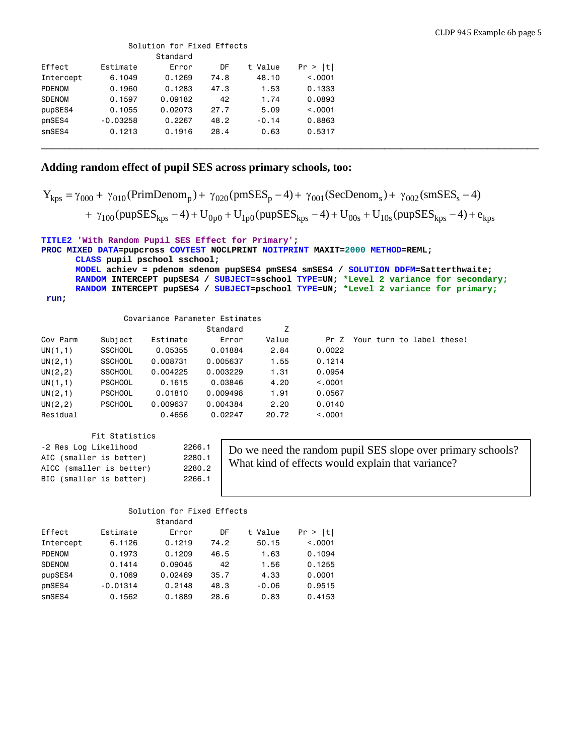Solution for Fixed Effects

| Effect | Estimate | Standard Error | DF | t Value | Pr > \|t\| |
|---|---|---|---|---|---|
| Intercept | 6.1049 | 0.1269 | 74.8 | 48.10 | <.0001 |
| PDENOM | 0.1960 | 0.1283 | 47.3 | 1.53 | 0.1333 |
| SDENOM | 0.1597 | 0.09182 | 42 | 1.74 | 0.0893 |
| pupSES4 | 0.1055 | 0.02073 | 27.7 | 5.09 | <.0001 |
| pmSES4 | -0.03258 | 0.2267 | 48.2 | -0.14 | 0.8863 |
| smSES4 | 0.1213 | 0.1916 | 28.4 | 0.63 | 0.5317 |

---

## Adding random effect of pupil SES across primary schools, too:

$$Y_{kps} = \gamma_{000} + \gamma_{010}(\text{PrimDenom}_p) + \gamma_{020}(\text{pmSES}_p - 4) + \gamma_{001}(\text{SecDenom}_s) + \gamma_{002}(\text{smSES}_s - 4)$$
$$+ \gamma_{100}(\text{pupSES}_{kps} - 4) + U_{0p0} + U_{1p0}(\text{pupSES}_{kps} - 4) + U_{00s} + U_{10s}(\text{pupSES}_{kps} - 4) + e_{kps}$$

```
TITLE2 'With Random Pupil SES Effect for Primary';
PROC MIXED DATA=pupcross COVTEST NOCLPRINT NOITPRINT MAXIT=2000 METHOD=REML;
      CLASS pupil pschool sschool;
      MODEL achiev = pdenom sdenom pupSES4 pmSES4 smSES4 / SOLUTION DDFM=Satterthwaite;
      RANDOM INTERCEPT pupSES4 / SUBJECT=sschool TYPE=UN; *Level 2 variance for secondary;
      RANDOM INTERCEPT pupSES4 / SUBJECT=pschool TYPE=UN; *Level 2 variance for primary;
 run;
```

Covariance Parameter Estimates

| Cov Parm | Subject | Estimate | Standard Error | Z Value | Pr Z | Your turn to label these! |
|---|---|---|---|---|---|---|
| UN(1,1) | SSCHOOL | 0.05355 | 0.01884 | 2.84 | 0.0022 | |
| UN(2,1) | SSCHOOL | 0.008731 | 0.005637 | 1.55 | 0.1214 | |
| UN(2,2) | SSCHOOL | 0.004225 | 0.003229 | 1.31 | 0.0954 | |
| UN(1,1) | PSCHOOL | 0.1615 | 0.03846 | 4.20 | <.0001 | |
| UN(2,1) | PSCHOOL | 0.01810 | 0.009498 | 1.91 | 0.0567 | |
| UN(2,2) | PSCHOOL | 0.009637 | 0.004384 | 2.20 | 0.0140 | |
| Residual | | 0.4656 | 0.02247 | 20.72 | <.0001 | |

Fit Statistics

| | |
|---|---|
| -2 Res Log Likelihood | 2266.1 |
| AIC (smaller is better) | 2280.1 |
| AICC (smaller is better) | 2280.2 |
| BIC (smaller is better) | 2266.1 |

Do we need the random pupil SES slope over primary schools?
What kind of effects would explain that variance?

Solution for Fixed Effects

| Effect | Estimate | Standard Error | DF | t Value | Pr > \|t\| |
|---|---|---|---|---|---|
| Intercept | 6.1126 | 0.1219 | 74.2 | 50.15 | <.0001 |
| PDENOM | 0.1973 | 0.1209 | 46.5 | 1.63 | 0.1094 |
| SDENOM | 0.1414 | 0.09045 | 42 | 1.56 | 0.1255 |
| pupSES4 | 0.1069 | 0.02469 | 35.7 | 4.33 | 0.0001 |
| pmSES4 | -0.01314 | 0.2148 | 48.3 | -0.06 | 0.9515 |
| smSES4 | 0.1562 | 0.1889 | 28.6 | 0.83 | 0.4153 |